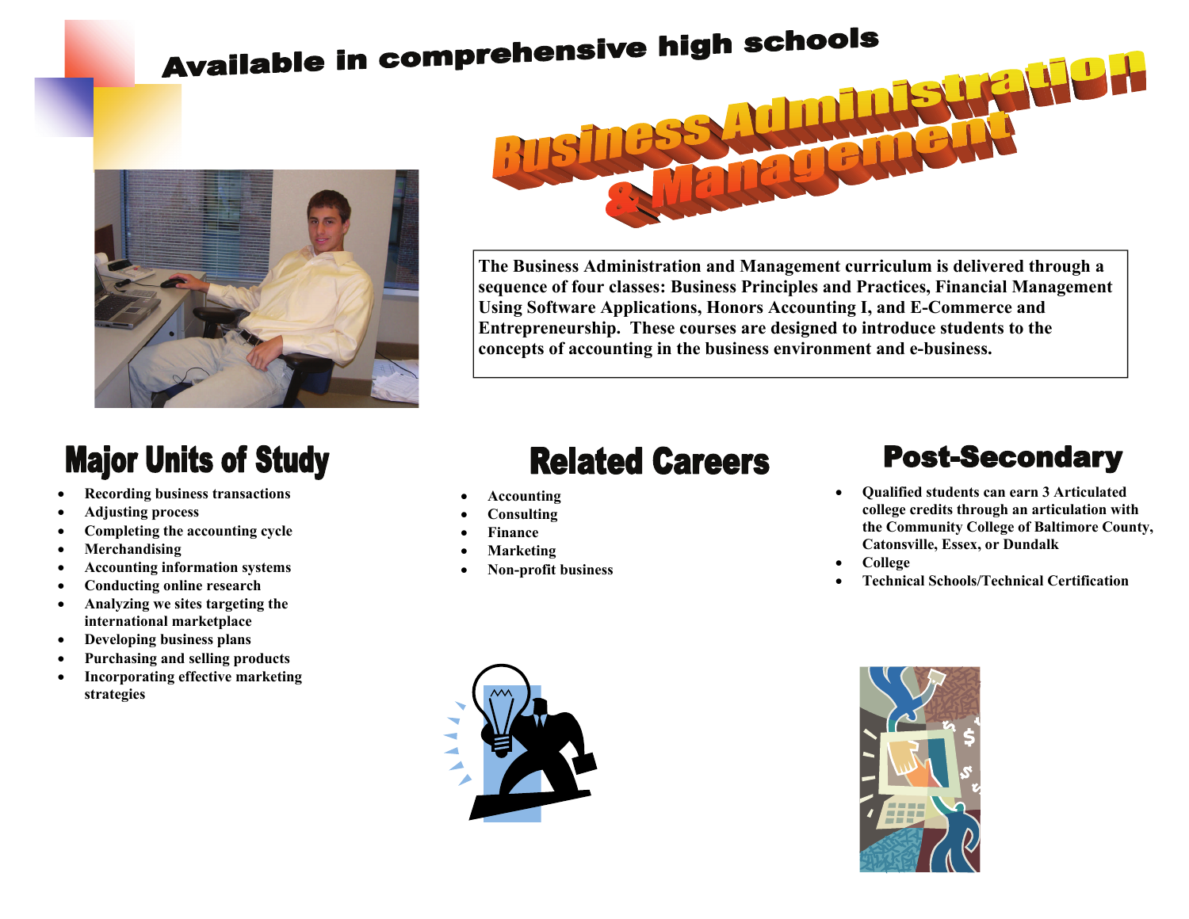Available in comprehensive high schools

# Business Administration & Management

**The Business Administration and Management curriculum is delivered through a sequence of four classes: Business Principles and Practices, Financial Management Using Software Applications, Honors Accounting I, and E-Commerce and Entrepreneurship. These courses are designed to introduce students to the concepts of accounting in the business environment and e-business.**

## Major Units of Study

- **Recording business transactions**
- **Adjusting process**
- **Completing the accounting cycle**
- **Merchandising**
- **Accounting information systems**
- **Conducting online research**
- **Analyzing we sites targeting the international marketplace**
- **Developing business plans**
- **Purchasing and selling products**
- **Incorporating effective marketing strategies**

## Related Careers

- **Accounting**
- **Consulting**
- **Finance**
- **Marketing**
- **Non-profit business**

## Post-Secondary

- **Qualified students can earn 3 Articulated college credits through an articulation with the Community College of Baltimore County, Catonsville, Essex, or Dundalk**
- **College**
- **Technical Schools/Technical Certification**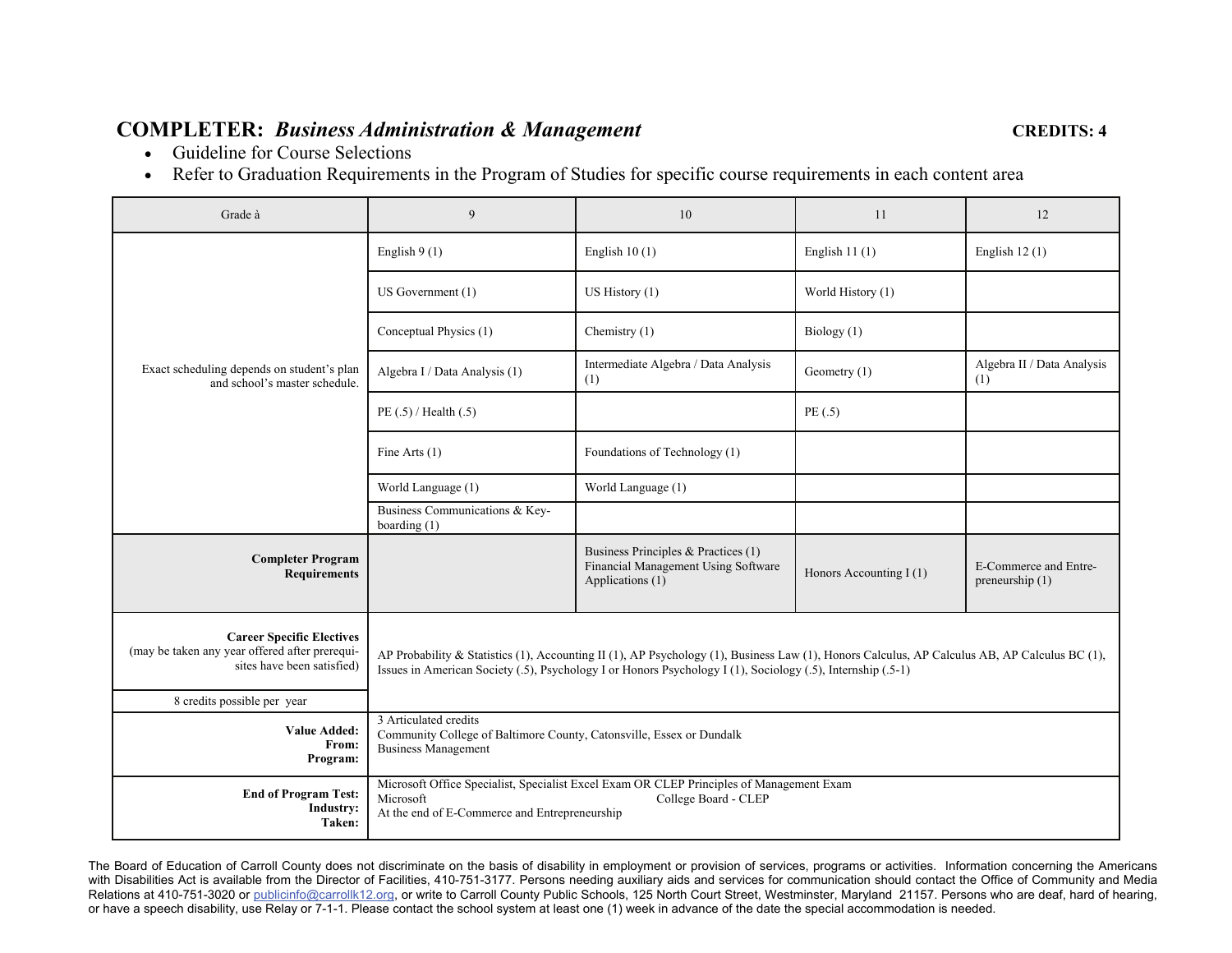# COMPLETER: *Business Administration & Management* **CREDITS: 4**

- Guideline for Course Selections
- Refer to Graduation Requirements in the Program of Studies for specific course requirements in each content area

| Grade à | 9 | 10 | 11 | 12 |
|---|---|---|---|---|
| Exact scheduling depends on student's plan and school's master schedule. | English 9 (1) | English 10 (1) | English 11 (1) | English 12 (1) |
| | US Government (1) | US History (1) | World History (1) | |
| | Conceptual Physics (1) | Chemistry (1) | Biology (1) | |
| | Algebra I / Data Analysis (1) | Intermediate Algebra / Data Analysis (1) | Geometry (1) | Algebra II / Data Analysis (1) |
| | PE (.5) / Health (.5) | | PE (.5) | |
| | Fine Arts (1) | Foundations of Technology (1) | | |
| | World Language (1) | World Language (1) | | |
| | Business Communications & Key-boarding (1) | | | |
| **Completer Program Requirements** | | Business Principles & Practices (1)<br>Financial Management Using Software Applications (1) | Honors Accounting I (1) | E-Commerce and Entre-preneurship (1) |
| **Career Specific Electives** (may be taken any year offered after prerequi-sites have been satisfied) | AP Probability & Statistics (1), Accounting II (1), AP Psychology (1), Business Law (1), Honors Calculus, AP Calculus AB, AP Calculus BC (1), Issues in American Society (.5), Psychology I or Honors Psychology I (1), Sociology (.5), Internship (.5-1) | | | |
| 8 credits possible per year | | | | |
| **Value Added:**<br>**From:**<br>**Program:** | 3 Articulated credits<br>Community College of Baltimore County, Catonsville, Essex or Dundalk<br>Business Management | | | |
| **End of Program Test:**<br>**Industry:**<br>**Taken:** | Microsoft Office Specialist, Specialist Excel Exam OR CLEP Principles of Management Exam<br>Microsoft College Board - CLEP<br>At the end of E-Commerce and Entrepreneurship | | | |

The Board of Education of Carroll County does not discriminate on the basis of disability in employment or provision of services, programs or activities. Information concerning the Americans with Disabilities Act is available from the Director of Facilities, 410-751-3177. Persons needing auxiliary aids and services for communication should contact the Office of Community and Media Relations at 410-751-3020 or publicinfo@carrollk12.org, or write to Carroll County Public Schools, 125 North Court Street, Westminster, Maryland 21157. Persons who are deaf, hard of hearing, or have a speech disability, use Relay or 7-1-1. Please contact the school system at least one (1) week in advance of the date the special accommodation is needed.